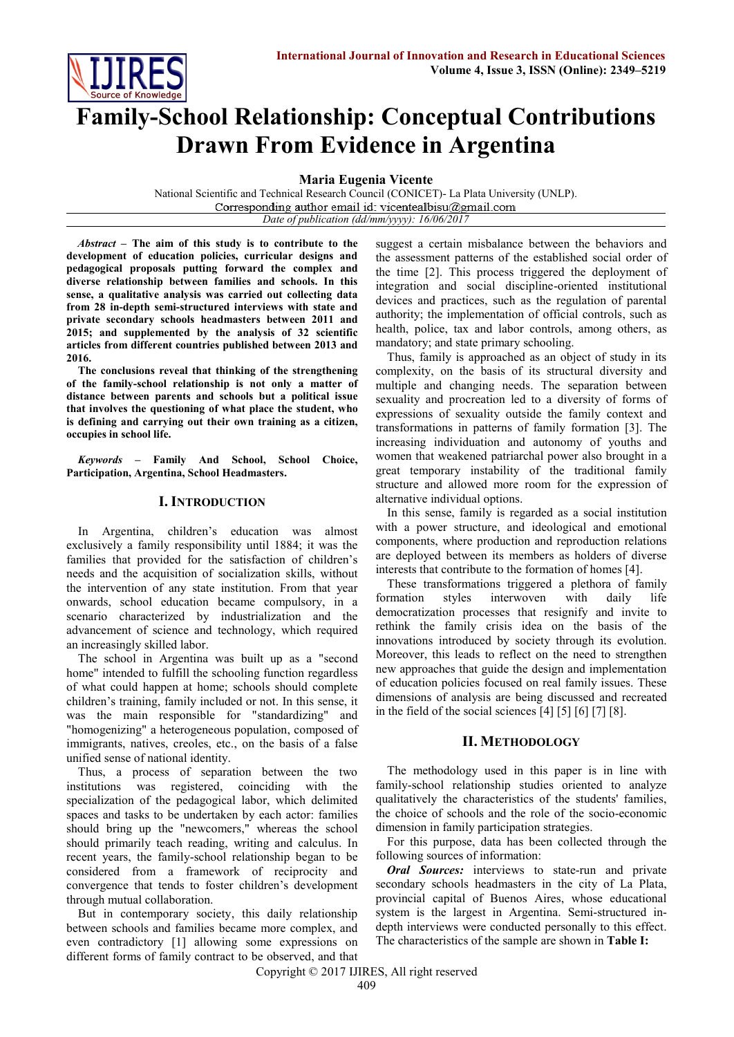# Family-School Relationship: Conceptual Contributions Drawn From Evidence in Argentina

**Maria Eugenia Vicente**

National Scientific and Technical Research Council (CONICET)- La Plata University (UNLP).
Corresponding author email id: vicentealbisu@gmail.com
*Date of publication (dd/mm/yyyy): 16/06/2017*

***Abstract* – The aim of this study is to contribute to the development of education policies, curricular designs and pedagogical proposals putting forward the complex and diverse relationship between families and schools. In this sense, a qualitative analysis was carried out collecting data from 28 in-depth semi-structured interviews with state and private secondary schools headmasters between 2011 and 2015; and supplemented by the analysis of 32 scientific articles from different countries published between 2013 and 2016.**

**The conclusions reveal that thinking of the strengthening of the family-school relationship is not only a matter of distance between parents and schools but a political issue that involves the questioning of what place the student, who is defining and carrying out their own training as a citizen, occupies in school life.**

***Keywords* – Family And School, School Choice, Participation, Argentina, School Headmasters.**

## I. Introduction

In Argentina, children's education was almost exclusively a family responsibility until 1884; it was the families that provided for the satisfaction of children's needs and the acquisition of socialization skills, without the intervention of any state institution. From that year onwards, school education became compulsory, in a scenario characterized by industrialization and the advancement of science and technology, which required an increasingly skilled labor.

The school in Argentina was built up as a "second home" intended to fulfill the schooling function regardless of what could happen at home; schools should complete children's training, family included or not. In this sense, it was the main responsible for "standardizing" and "homogenizing" a heterogeneous population, composed of immigrants, natives, creoles, etc., on the basis of a false unified sense of national identity.

Thus, a process of separation between the two institutions was registered, coinciding with the specialization of the pedagogical labor, which delimited spaces and tasks to be undertaken by each actor: families should bring up the "newcomers," whereas the school should primarily teach reading, writing and calculus. In recent years, the family-school relationship began to be considered from a framework of reciprocity and convergence that tends to foster children's development through mutual collaboration.

But in contemporary society, this daily relationship between schools and families became more complex, and even contradictory [1] allowing some expressions on different forms of family contract to be observed, and that suggest a certain misbalance between the behaviors and the assessment patterns of the established social order of the time [2]. This process triggered the deployment of integration and social discipline-oriented institutional devices and practices, such as the regulation of parental authority; the implementation of official controls, such as health, police, tax and labor controls, among others, as mandatory; and state primary schooling.

Thus, family is approached as an object of study in its complexity, on the basis of its structural diversity and multiple and changing needs. The separation between sexuality and procreation led to a diversity of forms of expressions of sexuality outside the family context and transformations in patterns of family formation [3]. The increasing individuation and autonomy of youths and women that weakened patriarchal power also brought in a great temporary instability of the traditional family structure and allowed more room for the expression of alternative individual options.

In this sense, family is regarded as a social institution with a power structure, and ideological and emotional components, where production and reproduction relations are deployed between its members as holders of diverse interests that contribute to the formation of homes [4].

These transformations triggered a plethora of family formation styles interwoven with daily life democratization processes that resignify and invite to rethink the family crisis idea on the basis of the innovations introduced by society through its evolution. Moreover, this leads to reflect on the need to strengthen new approaches that guide the design and implementation of education policies focused on real family issues. These dimensions of analysis are being discussed and recreated in the field of the social sciences [4] [5] [6] [7] [8].

## II. Methodology

The methodology used in this paper is in line with family-school relationship studies oriented to analyze qualitatively the characteristics of the students' families, the choice of schools and the role of the socio-economic dimension in family participation strategies.

For this purpose, data has been collected through the following sources of information:

***Oral Sources:*** interviews to state-run and private secondary schools headmasters in the city of La Plata, provincial capital of Buenos Aires, whose educational system is the largest in Argentina. Semi-structured in-depth interviews were conducted personally to this effect. The characteristics of the sample are shown in **Table I:**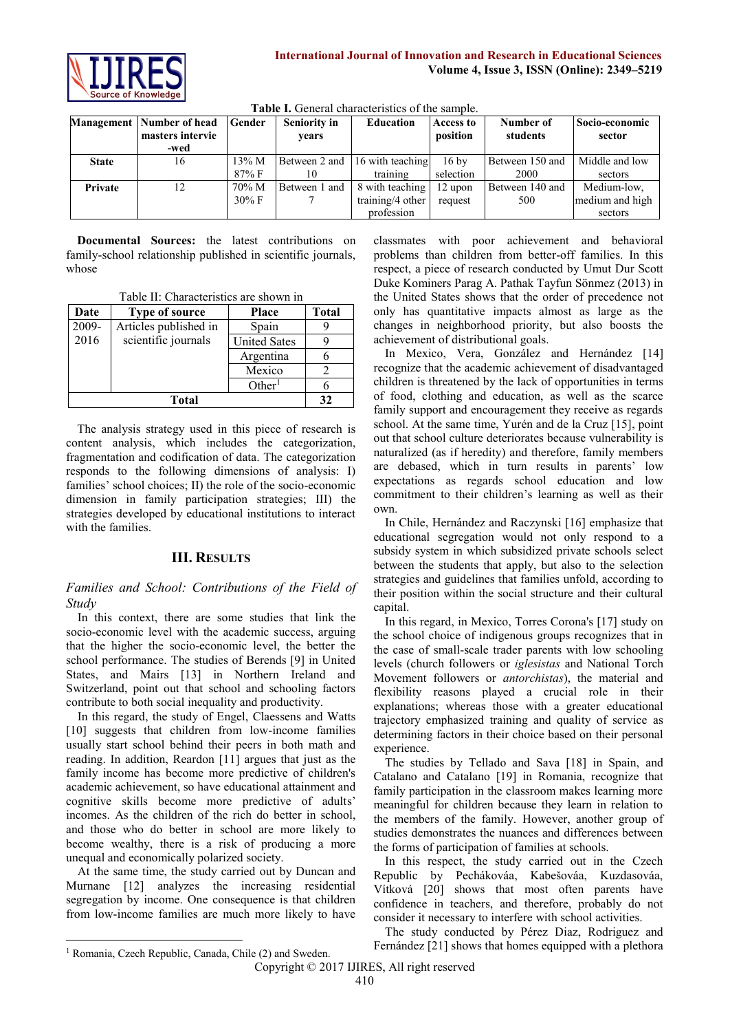Table I. General characteristics of the sample.

| Management | Number of head masters interviewed | Gender | Seniority in years | Education | Access to position | Number of students | Socio-economic sector |
|---|---|---|---|---|---|---|---|
| **State** | 16 | 13% M 87% F | Between 2 and 10 | 16 with teaching training | 16 by selection | Between 150 and 2000 | Middle and low sectors |
| **Private** | 12 | 70% M 30% F | Between 1 and 7 | 8 with teaching training/4 other profession | 12 upon request | Between 140 and 500 | Medium-low, medium and high sectors |

**Documental Sources:** the latest contributions on family-school relationship published in scientific journals, whose

Table II: Characteristics are shown in

| Date | Type of source | Place | Total |
|---|---|---|---|
| 2009-2016 | Articles published in scientific journals | Spain | 9 |
| | | United Sates | 9 |
| | | Argentina | 6 |
| | | Mexico | 2 |
| | | Other[1] | 6 |
| **Total** | | | **32** |

The analysis strategy used in this piece of research is content analysis, which includes the categorization, fragmentation and codification of data. The categorization responds to the following dimensions of analysis: I) families' school choices; II) the role of the socio-economic dimension in family participation strategies; III) the strategies developed by educational institutions to interact with the families.

## III. Results

### *Families and School: Contributions of the Field of Study*

In this context, there are some studies that link the socio-economic level with the academic success, arguing that the higher the socio-economic level, the better the school performance. The studies of Berends [9] in United States, and Mairs [13] in Northern Ireland and Switzerland, point out that school and schooling factors contribute to both social inequality and productivity.

In this regard, the study of Engel, Claessens and Watts [10] suggests that children from low-income families usually start school behind their peers in both math and reading. In addition, Reardon [11] argues that just as the family income has become more predictive of children's academic achievement, so have educational attainment and cognitive skills become more predictive of adults' incomes. As the children of the rich do better in school, and those who do better in school are more likely to become wealthy, there is a risk of producing a more unequal and economically polarized society.

At the same time, the study carried out by Duncan and Murnane [12] analyzes the increasing residential segregation by income. One consequence is that children from low-income families are much more likely to have classmates with poor achievement and behavioral problems than children from better-off families. In this respect, a piece of research conducted by Umut Dur Scott Duke Kominers Parag A. Pathak Tayfun Sönmez (2013) in the United States shows that the order of precedence not only has quantitative impacts almost as large as the changes in neighborhood priority, but also boosts the achievement of distributional goals.

In Mexico, Vera, González and Hernández [14] recognize that the academic achievement of disadvantaged children is threatened by the lack of opportunities in terms of food, clothing and education, as well as the scarce family support and encouragement they receive as regards school. At the same time, Yurén and de la Cruz [15], point out that school culture deteriorates because vulnerability is naturalized (as if heredity) and therefore, family members are debased, which in turn results in parents' low expectations as regards school education and low commitment to their children's learning as well as their own.

In Chile, Hernández and Raczynski [16] emphasize that educational segregation would not only respond to a subsidy system in which subsidized private schools select between the students that apply, but also to the selection strategies and guidelines that families unfold, according to their position within the social structure and their cultural capital.

In this regard, in Mexico, Torres Corona's [17] study on the school choice of indigenous groups recognizes that in the case of small-scale trader parents with low schooling levels (church followers or *iglesistas* and National Torch Movement followers or *antorchistas*), the material and flexibility reasons played a crucial role in their explanations; whereas those with a greater educational trajectory emphasized training and quality of service as determining factors in their choice based on their personal experience.

The studies by Tellado and Sava [18] in Spain, and Catalano and Catalano [19] in Romania, recognize that family participation in the classroom makes learning more meaningful for children because they learn in relation to the members of the family. However, another group of studies demonstrates the nuances and differences between the forms of participation of families at schools.

In this respect, the study carried out in the Czech Republic by Pechákováa, Kabešováa, Kuzdasováa, Vítková [20] shows that most often parents have confidence in teachers, and therefore, probably do not consider it necessary to interfere with school activities.

The study conducted by Pérez Diaz, Rodriguez and Fernández [21] shows that homes equipped with a plethora

[1] Romania, Czech Republic, Canada, Chile (2) and Sweden.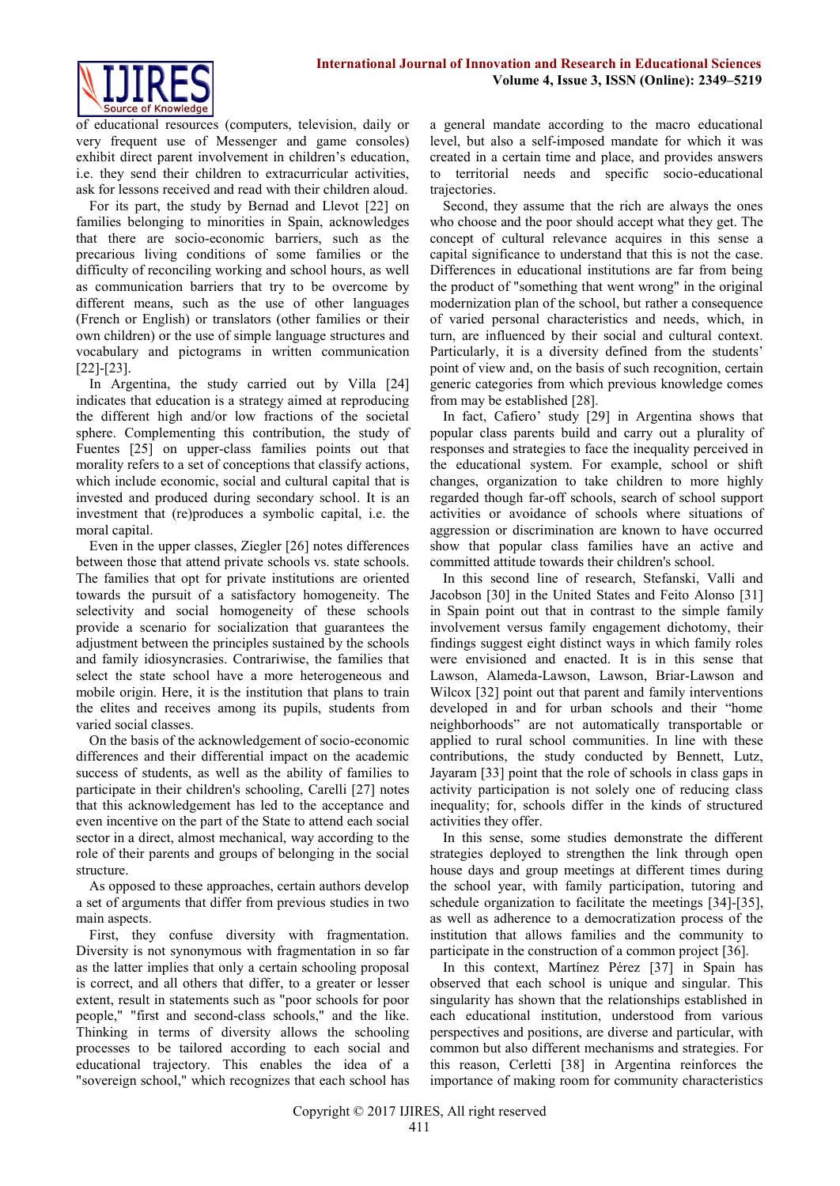of educational resources (computers, television, daily or very frequent use of Messenger and game consoles) exhibit direct parent involvement in children's education, i.e. they send their children to extracurricular activities, ask for lessons received and read with their children aloud.

For its part, the study by Bernad and Llevot [22] on families belonging to minorities in Spain, acknowledges that there are socio-economic barriers, such as the precarious living conditions of some families or the difficulty of reconciling working and school hours, as well as communication barriers that try to be overcome by different means, such as the use of other languages (French or English) or translators (other families or their own children) or the use of simple language structures and vocabulary and pictograms in written communication [22]-[23].

In Argentina, the study carried out by Villa [24] indicates that education is a strategy aimed at reproducing the different high and/or low fractions of the societal sphere. Complementing this contribution, the study of Fuentes [25] on upper-class families points out that morality refers to a set of conceptions that classify actions, which include economic, social and cultural capital that is invested and produced during secondary school. It is an investment that (re)produces a symbolic capital, i.e. the moral capital.

Even in the upper classes, Ziegler [26] notes differences between those that attend private schools vs. state schools. The families that opt for private institutions are oriented towards the pursuit of a satisfactory homogeneity. The selectivity and social homogeneity of these schools provide a scenario for socialization that guarantees the adjustment between the principles sustained by the schools and family idiosyncrasies. Contrariwise, the families that select the state school have a more heterogeneous and mobile origin. Here, it is the institution that plans to train the elites and receives among its pupils, students from varied social classes.

On the basis of the acknowledgement of socio-economic differences and their differential impact on the academic success of students, as well as the ability of families to participate in their children's schooling, Carelli [27] notes that this acknowledgement has led to the acceptance and even incentive on the part of the State to attend each social sector in a direct, almost mechanical, way according to the role of their parents and groups of belonging in the social structure.

As opposed to these approaches, certain authors develop a set of arguments that differ from previous studies in two main aspects.

First, they confuse diversity with fragmentation. Diversity is not synonymous with fragmentation in so far as the latter implies that only a certain schooling proposal is correct, and all others that differ, to a greater or lesser extent, result in statements such as "poor schools for poor people," "first and second-class schools," and the like. Thinking in terms of diversity allows the schooling processes to be tailored according to each social and educational trajectory. This enables the idea of a "sovereign school," which recognizes that each school has a general mandate according to the macro educational level, but also a self-imposed mandate for which it was created in a certain time and place, and provides answers to territorial needs and specific socio-educational trajectories.

Second, they assume that the rich are always the ones who choose and the poor should accept what they get. The concept of cultural relevance acquires in this sense a capital significance to understand that this is not the case. Differences in educational institutions are far from being the product of "something that went wrong" in the original modernization plan of the school, but rather a consequence of varied personal characteristics and needs, which, in turn, are influenced by their social and cultural context. Particularly, it is a diversity defined from the students' point of view and, on the basis of such recognition, certain generic categories from which previous knowledge comes from may be established [28].

In fact, Cafiero' study [29] in Argentina shows that popular class parents build and carry out a plurality of responses and strategies to face the inequality perceived in the educational system. For example, school or shift changes, organization to take children to more highly regarded though far-off schools, search of school support activities or avoidance of schools where situations of aggression or discrimination are known to have occurred show that popular class families have an active and committed attitude towards their children's school.

In this second line of research, Stefanski, Valli and Jacobson [30] in the United States and Feito Alonso [31] in Spain point out that in contrast to the simple family involvement versus family engagement dichotomy, their findings suggest eight distinct ways in which family roles were envisioned and enacted. It is in this sense that Lawson, Alameda-Lawson, Lawson, Briar-Lawson and Wilcox [32] point out that parent and family interventions developed in and for urban schools and their "home neighborhoods" are not automatically transportable or applied to rural school communities. In line with these contributions, the study conducted by Bennett, Lutz, Jayaram [33] point that the role of schools in class gaps in activity participation is not solely one of reducing class inequality; for, schools differ in the kinds of structured activities they offer.

In this sense, some studies demonstrate the different strategies deployed to strengthen the link through open house days and group meetings at different times during the school year, with family participation, tutoring and schedule organization to facilitate the meetings [34]-[35], as well as adherence to a democratization process of the institution that allows families and the community to participate in the construction of a common project [36].

In this context, Martínez Pérez [37] in Spain has observed that each school is unique and singular. This singularity has shown that the relationships established in each educational institution, understood from various perspectives and positions, are diverse and particular, with common but also different mechanisms and strategies. For this reason, Cerletti [38] in Argentina reinforces the importance of making room for community characteristics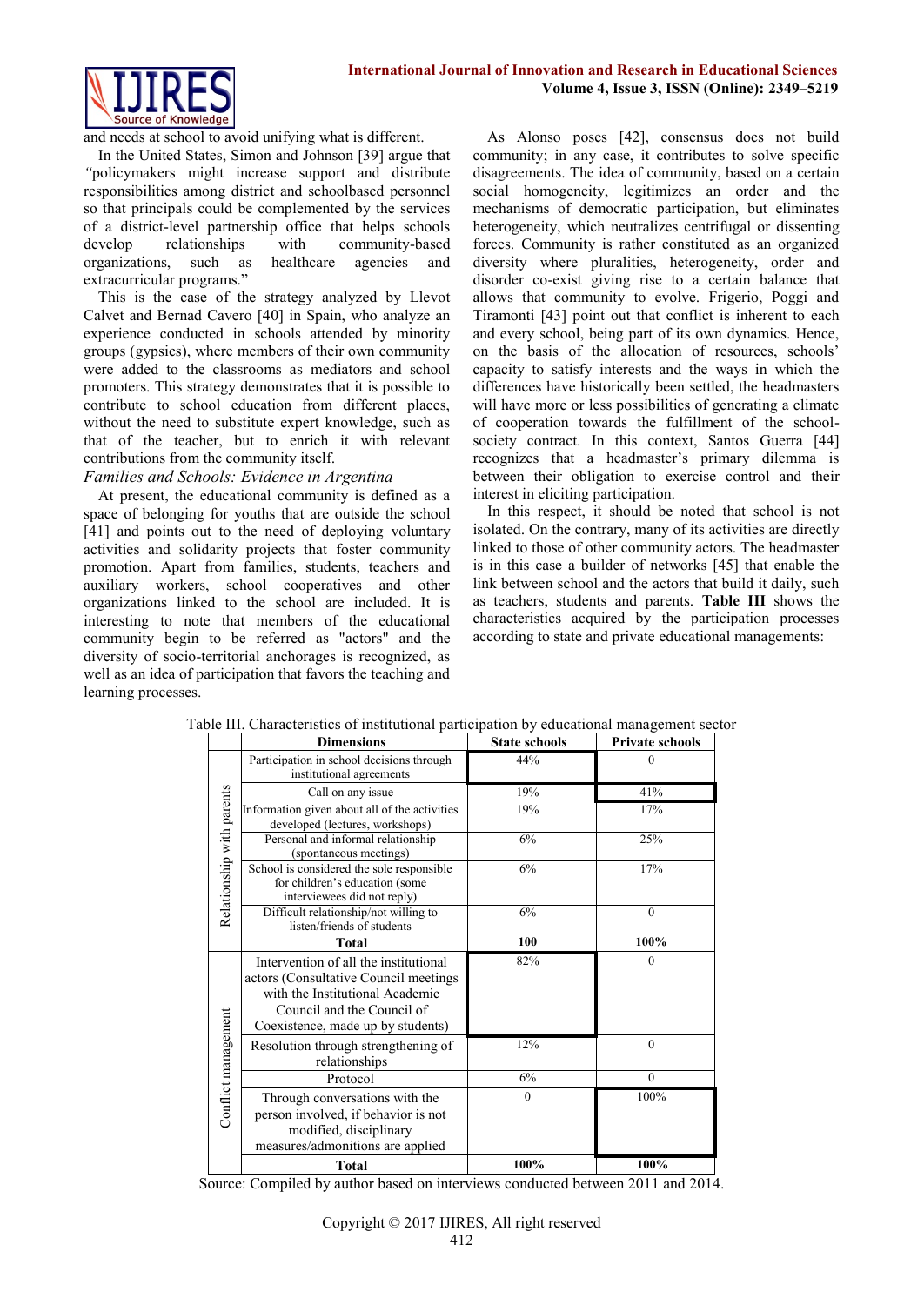and needs at school to avoid unifying what is different.

In the United States, Simon and Johnson [39] argue that "policymakers might increase support and distribute responsibilities among district and schoolbased personnel so that principals could be complemented by the services of a district-level partnership office that helps schools develop relationships with community-based organizations, such as healthcare agencies and extracurricular programs."

This is the case of the strategy analyzed by Llevot Calvet and Bernad Cavero [40] in Spain, who analyze an experience conducted in schools attended by minority groups (gypsies), where members of their own community were added to the classrooms as mediators and school promoters. This strategy demonstrates that it is possible to contribute to school education from different places, without the need to substitute expert knowledge, such as that of the teacher, but to enrich it with relevant contributions from the community itself.

*Families and Schools: Evidence in Argentina*

At present, the educational community is defined as a space of belonging for youths that are outside the school [41] and points out to the need of deploying voluntary activities and solidarity projects that foster community promotion. Apart from families, students, teachers and auxiliary workers, school cooperatives and other organizations linked to the school are included. It is interesting to note that members of the educational community begin to be referred as "actors" and the diversity of socio-territorial anchorages is recognized, as well as an idea of participation that favors the teaching and learning processes.

As Alonso poses [42], consensus does not build community; in any case, it contributes to solve specific disagreements. The idea of community, based on a certain social homogeneity, legitimizes an order and the mechanisms of democratic participation, but eliminates heterogeneity, which neutralizes centrifugal or dissenting forces. Community is rather constituted as an organized diversity where pluralities, heterogeneity, order and disorder co-exist giving rise to a certain balance that allows that community to evolve. Frigerio, Poggi and Tiramonti [43] point out that conflict is inherent to each and every school, being part of its own dynamics. Hence, on the basis of the allocation of resources, schools' capacity to satisfy interests and the ways in which the differences have historically been settled, the headmasters will have more or less possibilities of generating a climate of cooperation towards the fulfillment of the school-society contract. In this context, Santos Guerra [44] recognizes that a headmaster's primary dilemma is between their obligation to exercise control and their interest in eliciting participation.

In this respect, it should be noted that school is not isolated. On the contrary, many of its activities are directly linked to those of other community actors. The headmaster is in this case a builder of networks [45] that enable the link between school and the actors that build it daily, such as teachers, students and parents. **Table III** shows the characteristics acquired by the participation processes according to state and private educational managements:

Table III. Characteristics of institutional participation by educational management sector

| | Dimensions | State schools | Private schools |
|---|---|---|---|
| Relationship with parents | Participation in school decisions through institutional agreements | 44% | 0 |
| | Call on any issue | 19% | 41% |
| | Information given about all of the activities developed (lectures, workshops) | 19% | 17% |
| | Personal and informal relationship (spontaneous meetings) | 6% | 25% |
| | School is considered the sole responsible for children's education (some interviewees did not reply) | 6% | 17% |
| | Difficult relationship/not willing to listen/friends of students | 6% | 0 |
| | **Total** | **100** | **100%** |
| Conflict management | Intervention of all the institutional actors (Consultative Council meetings with the Institutional Academic Council and the Council of Coexistence, made up by students) | 82% | 0 |
| | Resolution through strengthening of relationships | 12% | 0 |
| | Protocol | 6% | 0 |
| | Through conversations with the person involved, if behavior is not modified, disciplinary measures/admonitions are applied | 0 | 100% |
| | **Total** | **100%** | **100%** |

Source: Compiled by author based on interviews conducted between 2011 and 2014.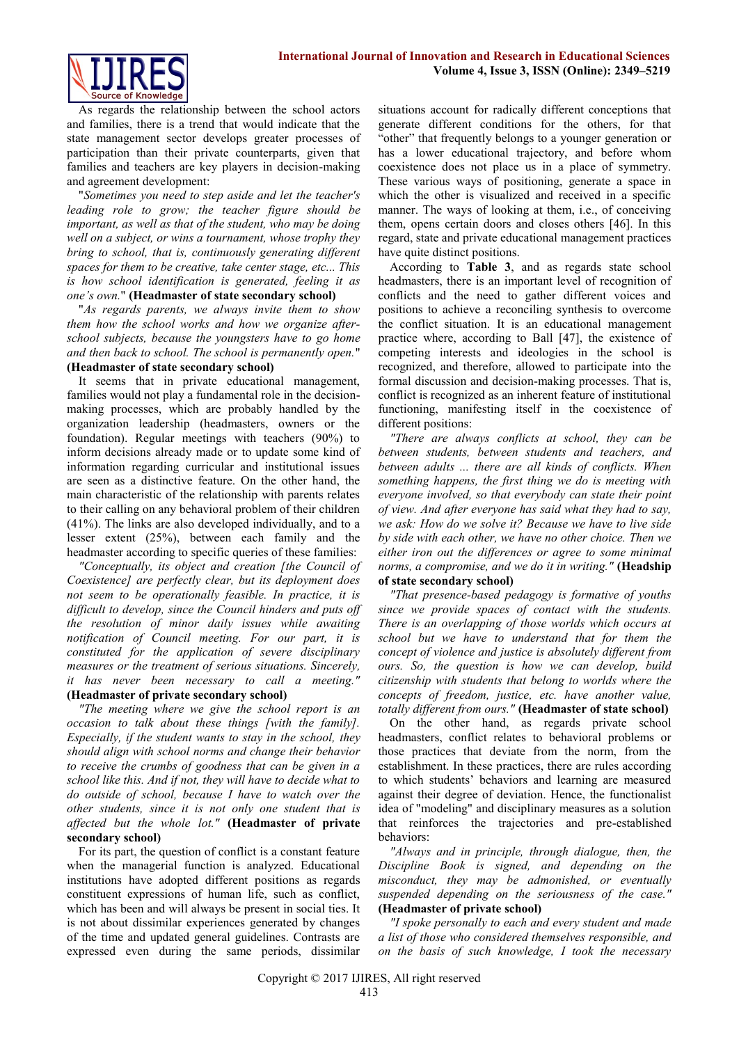As regards the relationship between the school actors and families, there is a trend that would indicate that the state management sector develops greater processes of participation than their private counterparts, given that families and teachers are key players in decision-making and agreement development:

"*Sometimes you need to step aside and let the teacher's leading role to grow; the teacher figure should be important, as well as that of the student, who may be doing well on a subject, or wins a tournament, whose trophy they bring to school, that is, continuously generating different spaces for them to be creative, take center stage, etc... This is how school identification is generated, feeling it as one's own.*" **(Headmaster of state secondary school)**

"*As regards parents, we always invite them to show them how the school works and how we organize after-school subjects, because the youngsters have to go home and then back to school. The school is permanently open.*" **(Headmaster of state secondary school)**

It seems that in private educational management, families would not play a fundamental role in the decision-making processes, which are probably handled by the organization leadership (headmasters, owners or the foundation). Regular meetings with teachers (90%) to inform decisions already made or to update some kind of information regarding curricular and institutional issues are seen as a distinctive feature. On the other hand, the main characteristic of the relationship with parents relates to their calling on any behavioral problem of their children (41%). The links are also developed individually, and to a lesser extent (25%), between each family and the headmaster according to specific queries of these families:

*"Conceptually, its object and creation [the Council of Coexistence] are perfectly clear, but its deployment does not seem to be operationally feasible. In practice, it is difficult to develop, since the Council hinders and puts off the resolution of minor daily issues while awaiting notification of Council meeting. For our part, it is constituted for the application of severe disciplinary measures or the treatment of serious situations. Sincerely, it has never been necessary to call a meeting."* **(Headmaster of private secondary school)**

*"The meeting where we give the school report is an occasion to talk about these things [with the family]. Especially, if the student wants to stay in the school, they should align with school norms and change their behavior to receive the crumbs of goodness that can be given in a school like this. And if not, they will have to decide what to do outside of school, because I have to watch over the other students, since it is not only one student that is affected but the whole lot."* **(Headmaster of private secondary school)**

For its part, the question of conflict is a constant feature when the managerial function is analyzed. Educational institutions have adopted different positions as regards constituent expressions of human life, such as conflict, which has been and will always be present in social ties. It is not about dissimilar experiences generated by changes of the time and updated general guidelines. Contrasts are expressed even during the same periods, dissimilar situations account for radically different conceptions that generate different conditions for the others, for that "other" that frequently belongs to a younger generation or has a lower educational trajectory, and before whom coexistence does not place us in a place of symmetry. These various ways of positioning, generate a space in which the other is visualized and received in a specific manner. The ways of looking at them, i.e., of conceiving them, opens certain doors and closes others [46]. In this regard, state and private educational management practices have quite distinct positions.

According to **Table 3**, and as regards state school headmasters, there is an important level of recognition of conflicts and the need to gather different voices and positions to achieve a reconciling synthesis to overcome the conflict situation. It is an educational management practice where, according to Ball [47], the existence of competing interests and ideologies in the school is recognized, and therefore, allowed to participate into the formal discussion and decision-making processes. That is, conflict is recognized as an inherent feature of institutional functioning, manifesting itself in the coexistence of different positions:

*"There are always conflicts at school, they can be between students, between students and teachers, and between adults ... there are all kinds of conflicts. When something happens, the first thing we do is meeting with everyone involved, so that everybody can state their point of view. And after everyone has said what they had to say, we ask: How do we solve it? Because we have to live side by side with each other, we have no other choice. Then we either iron out the differences or agree to some minimal norms, a compromise, and we do it in writing."* **(Headship of state secondary school)**

*"That presence-based pedagogy is formative of youths since we provide spaces of contact with the students. There is an overlapping of those worlds which occurs at school but we have to understand that for them the concept of violence and justice is absolutely different from ours. So, the question is how we can develop, build citizenship with students that belong to worlds where the concepts of freedom, justice, etc. have another value, totally different from ours."* **(Headmaster of state school)**

On the other hand, as regards private school headmasters, conflict relates to behavioral problems or those practices that deviate from the norm, from the establishment. In these practices, there are rules according to which students' behaviors and learning are measured against their degree of deviation. Hence, the functionalist idea of "modeling" and disciplinary measures as a solution that reinforces the trajectories and pre-established behaviors:

*"Always and in principle, through dialogue, then, the Discipline Book is signed, and depending on the misconduct, they may be admonished, or eventually suspended depending on the seriousness of the case."* **(Headmaster of private school)**

*"I spoke personally to each and every student and made a list of those who considered themselves responsible, and on the basis of such knowledge, I took the necessary*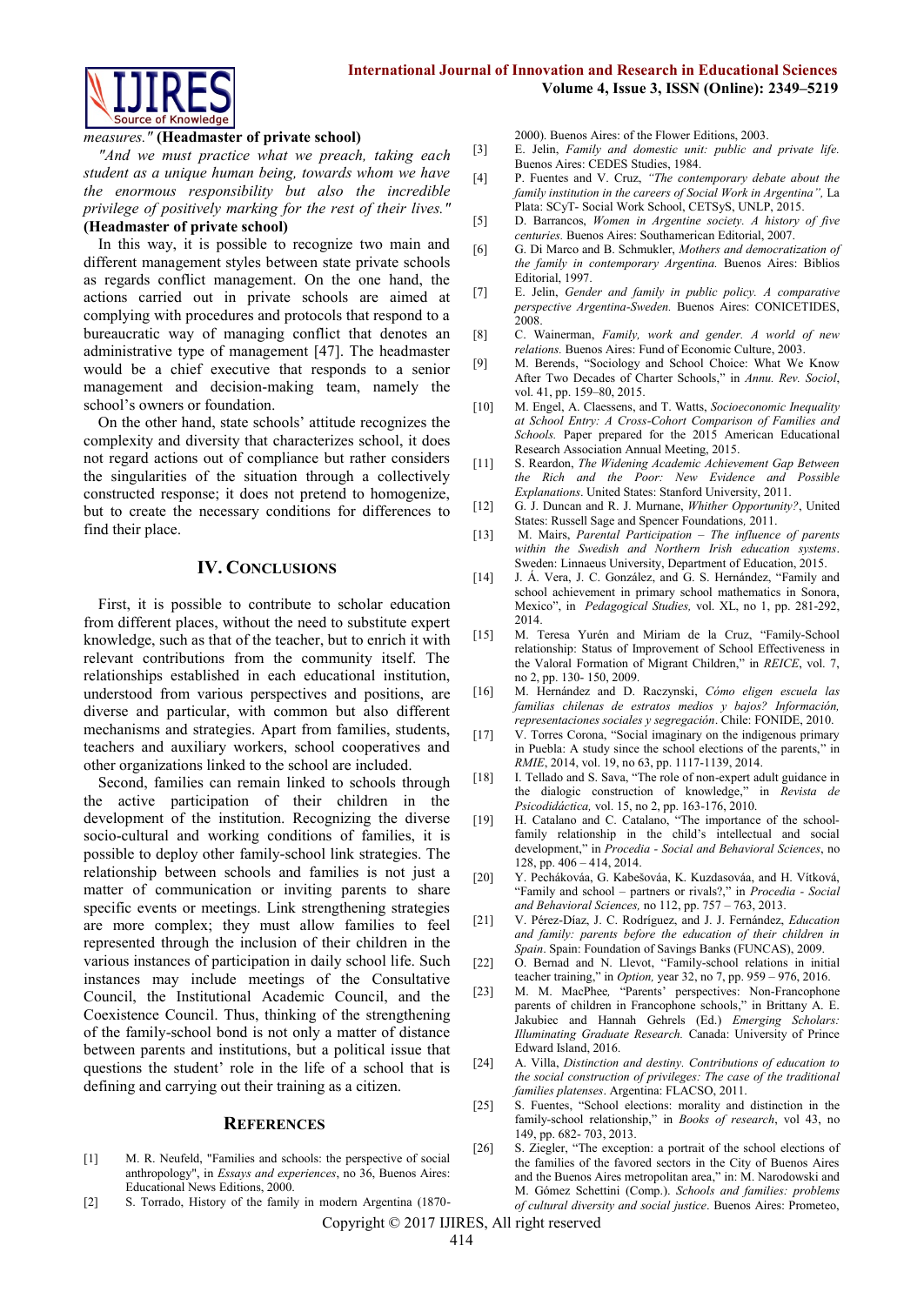*measures."* **(Headmaster of private school)**

*"And we must practice what we preach, taking each student as a unique human being, towards whom we have the enormous responsibility but also the incredible privilege of positively marking for the rest of their lives."* **(Headmaster of private school)**

In this way, it is possible to recognize two main and different management styles between state private schools as regards conflict management. On the one hand, the actions carried out in private schools are aimed at complying with procedures and protocols that respond to a bureaucratic way of managing conflict that denotes an administrative type of management [47]. The headmaster would be a chief executive that responds to a senior management and decision-making team, namely the school's owners or foundation.

On the other hand, state schools' attitude recognizes the complexity and diversity that characterizes school, it does not regard actions out of compliance but rather considers the singularities of the situation through a collectively constructed response; it does not pretend to homogenize, but to create the necessary conditions for differences to find their place.

## IV. Conclusions

First, it is possible to contribute to scholar education from different places, without the need to substitute expert knowledge, such as that of the teacher, but to enrich it with relevant contributions from the community itself. The relationships established in each educational institution, understood from various perspectives and positions, are diverse and particular, with common but also different mechanisms and strategies. Apart from families, students, teachers and auxiliary workers, school cooperatives and other organizations linked to the school are included.

Second, families can remain linked to schools through the active participation of their children in the development of the institution. Recognizing the diverse socio-cultural and working conditions of families, it is possible to deploy other family-school link strategies. The relationship between schools and families is not just a matter of communication or inviting parents to share specific events or meetings. Link strengthening strategies are more complex; they must allow families to feel represented through the inclusion of their children in the various instances of participation in daily school life. Such instances may include meetings of the Consultative Council, the Institutional Academic Council, and the Coexistence Council. Thus, thinking of the strengthening of the family-school bond is not only a matter of distance between parents and institutions, but a political issue that questions the student' role in the life of a school that is defining and carrying out their training as a citizen.

## References

[1] M. R. Neufeld, "Families and schools: the perspective of social anthropology", in *Essays and experiences*, no 36, Buenos Aires: Educational News Editions, 2000.

[2] S. Torrado, History of the family in modern Argentina (1870-2000). Buenos Aires: of the Flower Editions, 2003.

[3] E. Jelin, *Family and domestic unit: public and private life.* Buenos Aires: CEDES Studies, 1984.

[4] P. Fuentes and V. Cruz, *"The contemporary debate about the family institution in the careers of Social Work in Argentina"*, La Plata: SCyT- Social Work School, CETSyS, UNLP, 2015.

[5] D. Barrancos, *Women in Argentine society. A history of five centuries.* Buenos Aires: Southamerican Editorial, 2007.

[6] G. Di Marco and B. Schmukler, *Mothers and democratization of the family in contemporary Argentina.* Buenos Aires: Biblios Editorial, 1997.

[7] E. Jelin, *Gender and family in public policy. A comparative perspective Argentina-Sweden.* Buenos Aires: CONICETIDES, 2008.

[8] C. Wainerman, *Family, work and gender. A world of new relations.* Buenos Aires: Fund of Economic Culture, 2003.

[9] M. Berends, "Sociology and School Choice: What We Know After Two Decades of Charter Schools," in *Annu. Rev. Sociol*, vol. 41, pp. 159–80, 2015.

[10] M. Engel, A. Claessens, and T. Watts, *Socioeconomic Inequality at School Entry: A Cross-Cohort Comparison of Families and Schools.* Paper prepared for the 2015 American Educational Research Association Annual Meeting, 2015.

[11] S. Reardon, *The Widening Academic Achievement Gap Between the Rich and the Poor: New Evidence and Possible Explanations*. United States: Stanford University, 2011.

[12] G. J. Duncan and R. J. Murnane, *Whither Opportunity?*, United States: Russell Sage and Spencer Foundations*,* 2011.

[13] M. Mairs, *Parental Participation – The influence of parents within the Swedish and Northern Irish education systems*. Sweden: Linnaeus University, Department of Education, 2015.

[14] J. Á. Vera, J. C. González, and G. S. Hernández, "Family and school achievement in primary school mathematics in Sonora, Mexico", in *Pedagogical Studies,* vol. XL, no 1, pp. 281-292, 2014.

[15] M. Teresa Yurén and Miriam de la Cruz, "Family-School relationship: Status of Improvement of School Effectiveness in the Valoral Formation of Migrant Children," in *REICE*, vol. 7, no 2, pp. 130- 150, 2009.

[16] M. Hernández and D. Raczynski, *Cómo eligen escuela las familias chilenas de estratos medios y bajos? Información, representaciones sociales y segregación*. Chile: FONIDE, 2010.

[17] V. Torres Corona, "Social imaginary on the indigenous primary in Puebla: A study since the school elections of the parents," in *RMIE*, 2014, vol. 19, no 63, pp. 1117-1139, 2014.

[18] I. Tellado and S. Sava, "The role of non-expert adult guidance in the dialogic construction of knowledge," in *Revista de Psicodidáctica,* vol. 15, no 2, pp. 163-176, 2010.

[19] H. Catalano and C. Catalano, "The importance of the school-family relationship in the child's intellectual and social development," in *Procedia - Social and Behavioral Sciences*, no 128, pp. 406 – 414, 2014.

[20] Y. Pechákováa, G. Kabešováa, K. Kuzdasováa, and H. Vítková, "Family and school – partners or rivals?," in *Procedia - Social and Behavioral Sciences,* no 112, pp. 757 – 763, 2013.

[21] V. Pérez-Díaz, J. C. Rodríguez, and J. J. Fernández, *Education and family: parents before the education of their children in Spain*. Spain: Foundation of Savings Banks (FUNCAS), 2009.

[22] O. Bernad and N. Llevot, "Family-school relations in initial teacher training," in *Option,* year 32, no 7, pp. 959 – 976, 2016.

[23] M. M. MacPhee*,* "Parents' perspectives: Non-Francophone parents of children in Francophone schools," in Brittany A. E. Jakubiec and Hannah Gehrels (Ed.) *Emerging Scholars: Illuminating Graduate Research.* Canada: University of Prince Edward Island, 2016.

[24] A. Villa, *Distinction and destiny. Contributions of education to the social construction of privileges: The case of the traditional families platenses*. Argentina: FLACSO, 2011.

[25] S. Fuentes, "School elections: morality and distinction in the family-school relationship," in *Books of research*, vol 43, no 149, pp. 682- 703, 2013.

[26] S. Ziegler, "The exception: a portrait of the school elections of the families of the favored sectors in the City of Buenos Aires and the Buenos Aires metropolitan area," in: M. Narodowski and M. Gómez Schettini (Comp.). *Schools and families: problems of cultural diversity and social justice*. Buenos Aires: Prometeo,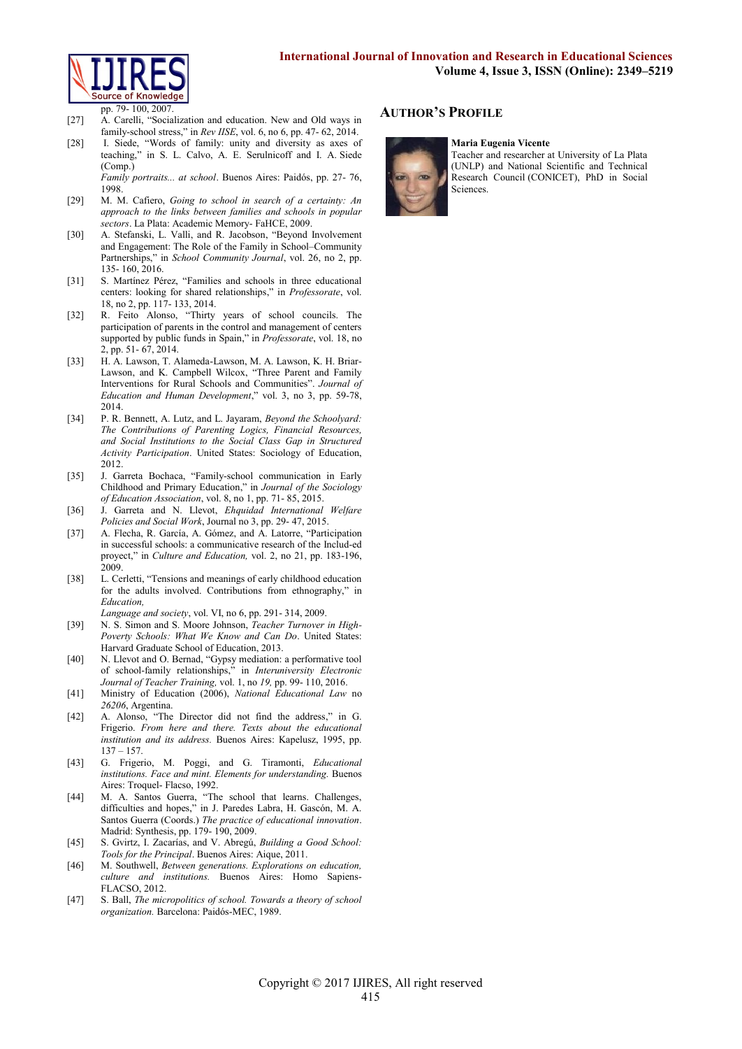pp. 79- 100, 2007.

[27] A. Carelli, "Socialization and education. New and Old ways in family-school stress," in *Rev IISE*, vol. 6, no 6, pp. 47- 62, 2014.

[28] I. Siede, "Words of family: unity and diversity as axes of teaching," in S. L. Calvo, A. E. Serulnicoff and I. A. Siede (Comp.) *Family portraits... at school*. Buenos Aires: Paidós, pp. 27- 76, 1998.

[29] M. M. Cafiero, *Going to school in search of a certainty: An approach to the links between families and schools in popular sectors*. La Plata: Academic Memory- FaHCE, 2009.

[30] A. Stefanski, L. Valli, and R. Jacobson, "Beyond Involvement and Engagement: The Role of the Family in School–Community Partnerships," in *School Community Journal*, vol. 26, no 2, pp. 135- 160, 2016.

[31] S. Martínez Pérez, "Families and schools in three educational centers: looking for shared relationships," in *Professorate*, vol. 18, no 2, pp. 117- 133, 2014.

[32] R. Feito Alonso, "Thirty years of school councils. The participation of parents in the control and management of centers supported by public funds in Spain," in *Professorate*, vol. 18, no 2, pp. 51- 67, 2014.

[33] H. A. Lawson, T. Alameda-Lawson, M. A. Lawson, K. H. Briar-Lawson, and K. Campbell Wilcox, "Three Parent and Family Interventions for Rural Schools and Communities". *Journal of Education and Human Development*," vol. 3, no 3, pp. 59-78, 2014.

[34] P. R. Bennett, A. Lutz, and L. Jayaram, *Beyond the Schoolyard: The Contributions of Parenting Logics, Financial Resources, and Social Institutions to the Social Class Gap in Structured Activity Participation*. United States: Sociology of Education, 2012.

[35] J. Garreta Bochaca, "Family-school communication in Early Childhood and Primary Education," in *Journal of the Sociology of Education Association*, vol. 8, no 1, pp. 71- 85, 2015.

[36] J. Garreta and N. Llevot, *Ehquidad International Welfare Policies and Social Work*, Journal no 3, pp. 29- 47, 2015.

[37] A. Flecha, R. García, A. Gómez, and A. Latorre, "Participation in successful schools: a communicative research of the Includ-ed proyect," in *Culture and Education,* vol. 2, no 21, pp. 183-196, 2009.

[38] L. Cerletti, "Tensions and meanings of early childhood education for the adults involved. Contributions from ethnography," in *Education, Language and society*, vol. VI, no 6, pp. 291- 314, 2009.

[39] N. S. Simon and S. Moore Johnson, *Teacher Turnover in High-Poverty Schools: What We Know and Can Do*. United States: Harvard Graduate School of Education, 2013.

[40] N. Llevot and O. Bernad, "Gypsy mediation: a performative tool of school-family relationships," in *Interuniversity Electronic Journal of Teacher Training,* vol. 1, no *19,* pp. 99- 110, 2016.

[41] Ministry of Education (2006), *National Educational Law* no *26206*, Argentina.

[42] A. Alonso, "The Director did not find the address," in G. Frigerio. *From here and there. Texts about the educational institution and its address.* Buenos Aires: Kapelusz, 1995, pp. 137 – 157.

[43] G. Frigerio, M. Poggi, and G. Tiramonti, *Educational institutions. Face and mint. Elements for understanding.* Buenos Aires: Troquel- Flacso, 1992.

[44] M. A. Santos Guerra, "The school that learns. Challenges, difficulties and hopes," in J. Paredes Labra, H. Gascón, M. A. Santos Guerra (Coords.) *The practice of educational innovation*. Madrid: Synthesis, pp. 179- 190, 2009.

[45] S. Gvirtz, I. Zacarías, and V. Abregú, *Building a Good School: Tools for the Principal*. Buenos Aires: Aique, 2011.

[46] M. Southwell, *Between generations. Explorations on education, culture and institutions.* Buenos Aires: Homo Sapiens-FLACSO, 2012.

[47] S. Ball, *The micropolitics of school. Towards a theory of school organization.* Barcelona: Paidós-MEC, 1989.

## AUTHOR'S PROFILE

**Maria Eugenia Vicente**
Teacher and researcher at University of La Plata (UNLP) and National Scientific and Technical Research Council (CONICET), PhD in Social Sciences.